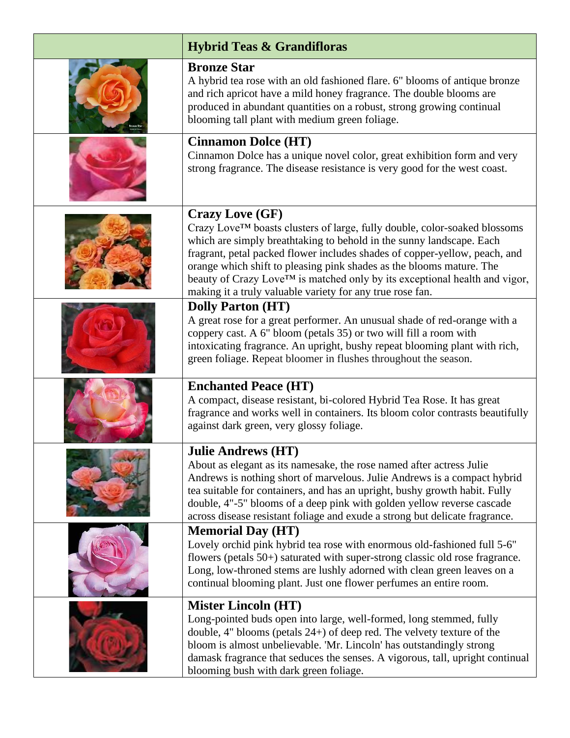| | Hybrid Teas & Grandifloras |
|---|---|
| | **Bronze Star**<br>A hybrid tea rose with an old fashioned flare. 6" blooms of antique bronze and rich apricot have a mild honey fragrance. The double blooms are produced in abundant quantities on a robust, strong growing continual blooming tall plant with medium green foliage. |
| | **Cinnamon Dolce (HT)**<br>Cinnamon Dolce has a unique novel color, great exhibition form and very strong fragrance. The disease resistance is very good for the west coast. |
| | **Crazy Love (GF)**<br>Crazy Love™ boasts clusters of large, fully double, color-soaked blossoms which are simply breathtaking to behold in the sunny landscape. Each fragrant, petal packed flower includes shades of copper-yellow, peach, and orange which shift to pleasing pink shades as the blooms mature. The beauty of Crazy Love™ is matched only by its exceptional health and vigor, making it a truly valuable variety for any true rose fan. |
| | **Dolly Parton (HT)**<br>A great rose for a great performer. An unusual shade of red-orange with a coppery cast. A 6" bloom (petals 35) or two will fill a room with intoxicating fragrance. An upright, bushy repeat blooming plant with rich, green foliage. Repeat bloomer in flushes throughout the season. |
| | **Enchanted Peace (HT)**<br>A compact, disease resistant, bi-colored Hybrid Tea Rose. It has great fragrance and works well in containers. Its bloom color contrasts beautifully against dark green, very glossy foliage. |
| | **Julie Andrews (HT)**<br>About as elegant as its namesake, the rose named after actress Julie Andrews is nothing short of marvelous. Julie Andrews is a compact hybrid tea suitable for containers, and has an upright, bushy growth habit. Fully double, 4"-5" blooms of a deep pink with golden yellow reverse cascade across disease resistant foliage and exude a strong but delicate fragrance. |
| | **Memorial Day (HT)**<br>Lovely orchid pink hybrid tea rose with enormous old-fashioned full 5-6" flowers (petals 50+) saturated with super-strong classic old rose fragrance. Long, low-throned stems are lushly adorned with clean green leaves on a continual blooming plant. Just one flower perfumes an entire room. |
| | **Mister Lincoln (HT)**<br>Long-pointed buds open into large, well-formed, long stemmed, fully double, 4" blooms (petals 24+) of deep red. The velvety texture of the bloom is almost unbelievable. 'Mr. Lincoln' has outstandingly strong damask fragrance that seduces the senses. A vigorous, tall, upright continual blooming bush with dark green foliage. |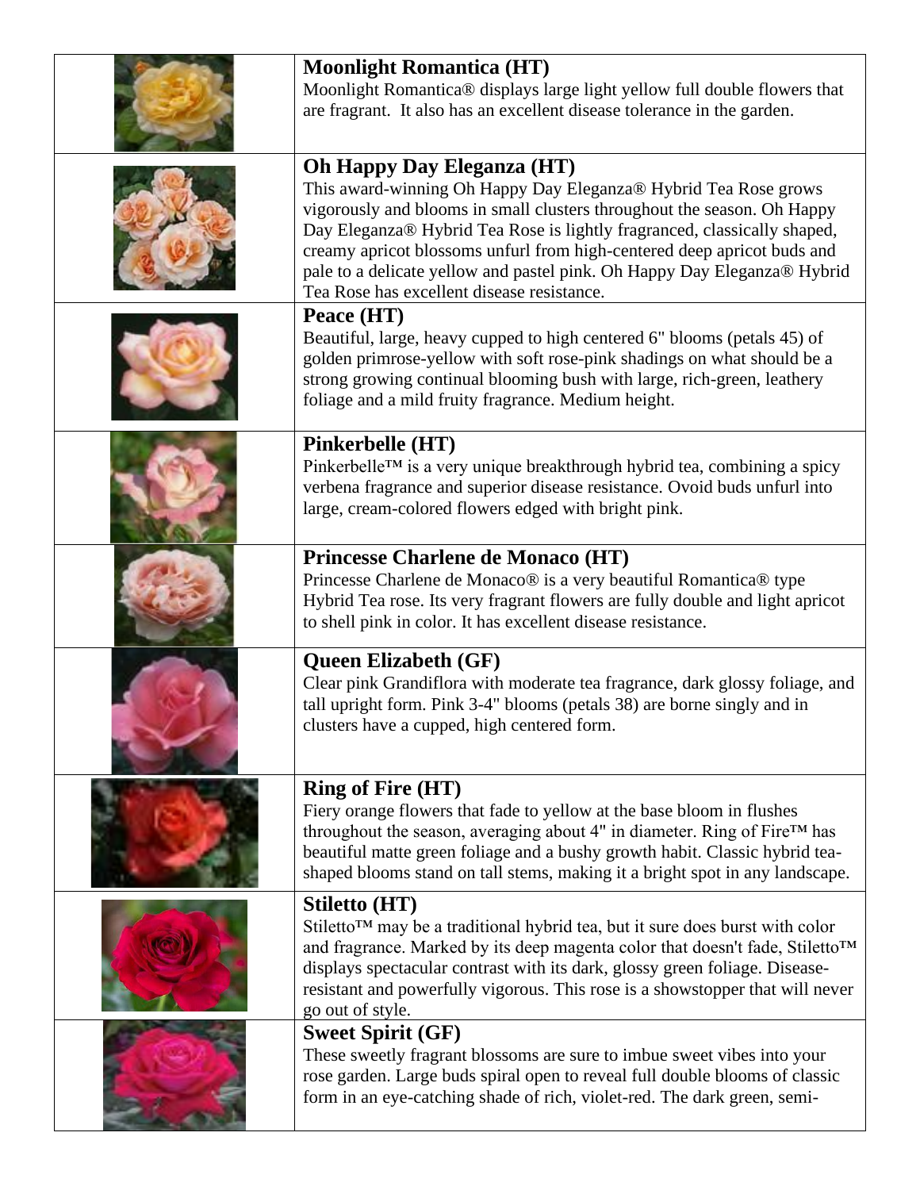| | |
|---|---|
| | **Moonlight Romantica (HT)**<br>Moonlight Romantica® displays large light yellow full double flowers that are fragrant. It also has an excellent disease tolerance in the garden. |
| | **Oh Happy Day Eleganza (HT)**<br>This award-winning Oh Happy Day Eleganza® Hybrid Tea Rose grows vigorously and blooms in small clusters throughout the season. Oh Happy Day Eleganza® Hybrid Tea Rose is lightly fragranced, classically shaped, creamy apricot blossoms unfurl from high-centered deep apricot buds and pale to a delicate yellow and pastel pink. Oh Happy Day Eleganza® Hybrid Tea Rose has excellent disease resistance. |
| | **Peace (HT)**<br>Beautiful, large, heavy cupped to high centered 6" blooms (petals 45) of golden primrose-yellow with soft rose-pink shadings on what should be a strong growing continual blooming bush with large, rich-green, leathery foliage and a mild fruity fragrance. Medium height. |
| | **Pinkerbelle (HT)**<br>Pinkerbelle™ is a very unique breakthrough hybrid tea, combining a spicy verbena fragrance and superior disease resistance. Ovoid buds unfurl into large, cream-colored flowers edged with bright pink. |
| | **Princesse Charlene de Monaco (HT)**<br>Princesse Charlene de Monaco® is a very beautiful Romantica® type Hybrid Tea rose. Its very fragrant flowers are fully double and light apricot to shell pink in color. It has excellent disease resistance. |
| | **Queen Elizabeth (GF)**<br>Clear pink Grandiflora with moderate tea fragrance, dark glossy foliage, and tall upright form. Pink 3-4" blooms (petals 38) are borne singly and in clusters have a cupped, high centered form. |
| | **Ring of Fire (HT)**<br>Fiery orange flowers that fade to yellow at the base bloom in flushes throughout the season, averaging about 4" in diameter. Ring of Fire™ has beautiful matte green foliage and a bushy growth habit. Classic hybrid tea-shaped blooms stand on tall stems, making it a bright spot in any landscape. |
| | **Stiletto (HT)**<br>Stiletto™ may be a traditional hybrid tea, but it sure does burst with color and fragrance. Marked by its deep magenta color that doesn't fade, Stiletto™ displays spectacular contrast with its dark, glossy green foliage. Disease-resistant and powerfully vigorous. This rose is a showstopper that will never go out of style. |
| | **Sweet Spirit (GF)**<br>These sweetly fragrant blossoms are sure to imbue sweet vibes into your rose garden. Large buds spiral open to reveal full double blooms of classic form in an eye-catching shade of rich, violet-red. The dark green, semi- |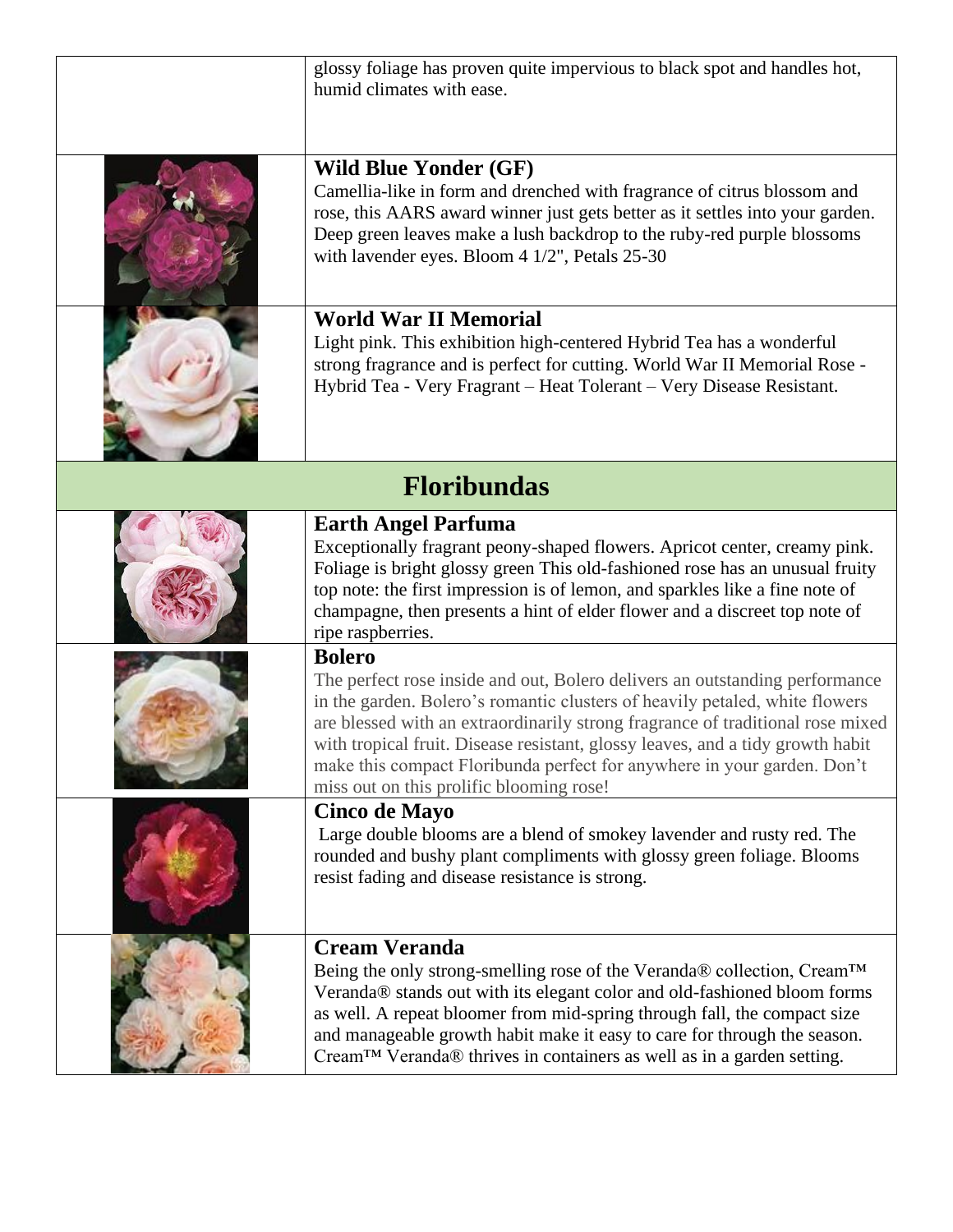| | |
|---|---|
| | glossy foliage has proven quite impervious to black spot and handles hot, humid climates with ease. |
| | **Wild Blue Yonder (GF)**<br>Camellia-like in form and drenched with fragrance of citrus blossom and rose, this AARS award winner just gets better as it settles into your garden. Deep green leaves make a lush backdrop to the ruby-red purple blossoms with lavender eyes. Bloom 4 1/2", Petals 25-30 |
| | **World War II Memorial**<br>Light pink. This exhibition high-centered Hybrid Tea has a wonderful strong fragrance and is perfect for cutting. World War II Memorial Rose - Hybrid Tea - Very Fragrant – Heat Tolerant – Very Disease Resistant. |
| **Floribundas** | |
| | **Earth Angel Parfuma**<br>Exceptionally fragrant peony-shaped flowers. Apricot center, creamy pink. Foliage is bright glossy green This old-fashioned rose has an unusual fruity top note: the first impression is of lemon, and sparkles like a fine note of champagne, then presents a hint of elder flower and a discreet top note of ripe raspberries. |
| | **Bolero**<br>The perfect rose inside and out, Bolero delivers an outstanding performance in the garden. Bolero's romantic clusters of heavily petaled, white flowers are blessed with an extraordinarily strong fragrance of traditional rose mixed with tropical fruit. Disease resistant, glossy leaves, and a tidy growth habit make this compact Floribunda perfect for anywhere in your garden. Don't miss out on this prolific blooming rose! |
| | **Cinco de Mayo**<br>Large double blooms are a blend of smokey lavender and rusty red. The rounded and bushy plant compliments with glossy green foliage. Blooms resist fading and disease resistance is strong. |
| | **Cream Veranda**<br>Being the only strong-smelling rose of the Veranda® collection, Cream™ Veranda® stands out with its elegant color and old-fashioned bloom forms as well. A repeat bloomer from mid-spring through fall, the compact size and manageable growth habit make it easy to care for through the season. Cream™ Veranda® thrives in containers as well as in a garden setting. |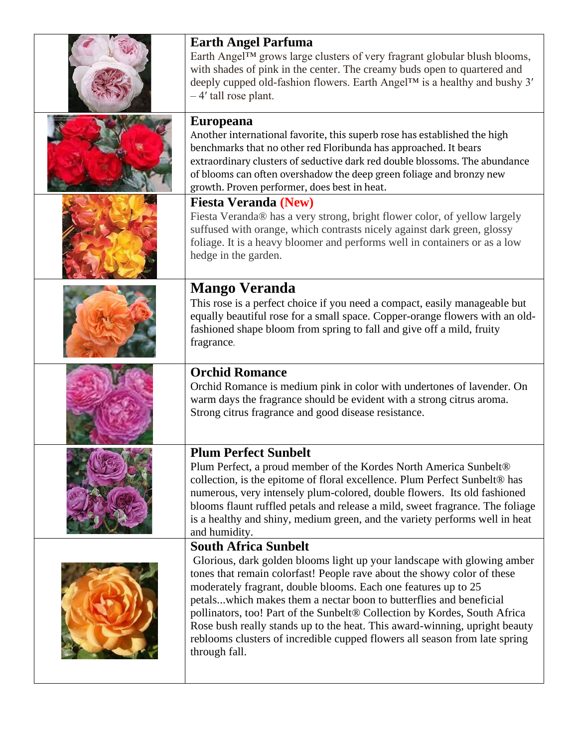| | |
|---|---|
| | **Earth Angel Parfuma**<br>Earth Angel™ grows large clusters of very fragrant globular blush blooms, with shades of pink in the center. The creamy buds open to quartered and deeply cupped old-fashion flowers. Earth Angel™ is a healthy and bushy 3′ – 4′ tall rose plant. |
| | **Europeana**<br>Another international favorite, this superb rose has established the high benchmarks that no other red Floribunda has approached. It bears extraordinary clusters of seductive dark red double blossoms. The abundance of blooms can often overshadow the deep green foliage and bronzy new growth. Proven performer, does best in heat. |
| | **Fiesta Veranda (New)**<br>Fiesta Veranda® has a very strong, bright flower color, of yellow largely suffused with orange, which contrasts nicely against dark green, glossy foliage. It is a heavy bloomer and performs well in containers or as a low hedge in the garden. |
| | **Mango Veranda**<br>This rose is a perfect choice if you need a compact, easily manageable but equally beautiful rose for a small space. Copper-orange flowers with an old-fashioned shape bloom from spring to fall and give off a mild, fruity fragrance. |
| | **Orchid Romance**<br>Orchid Romance is medium pink in color with undertones of lavender. On warm days the fragrance should be evident with a strong citrus aroma. Strong citrus fragrance and good disease resistance. |
| | **Plum Perfect Sunbelt**<br>Plum Perfect, a proud member of the Kordes North America Sunbelt® collection, is the epitome of floral excellence. Plum Perfect Sunbelt® has numerous, very intensely plum-colored, double flowers. Its old fashioned blooms flaunt ruffled petals and release a mild, sweet fragrance. The foliage is a healthy and shiny, medium green, and the variety performs well in heat and humidity. |
| | **South Africa Sunbelt**<br>Glorious, dark golden blooms light up your landscape with glowing amber tones that remain colorfast! People rave about the showy color of these moderately fragrant, double blooms. Each one features up to 25 petals...which makes them a nectar boon to butterflies and beneficial pollinators, too! Part of the Sunbelt® Collection by Kordes, South Africa Rose bush really stands up to the heat. This award-winning, upright beauty reblooms clusters of incredible cupped flowers all season from late spring through fall. |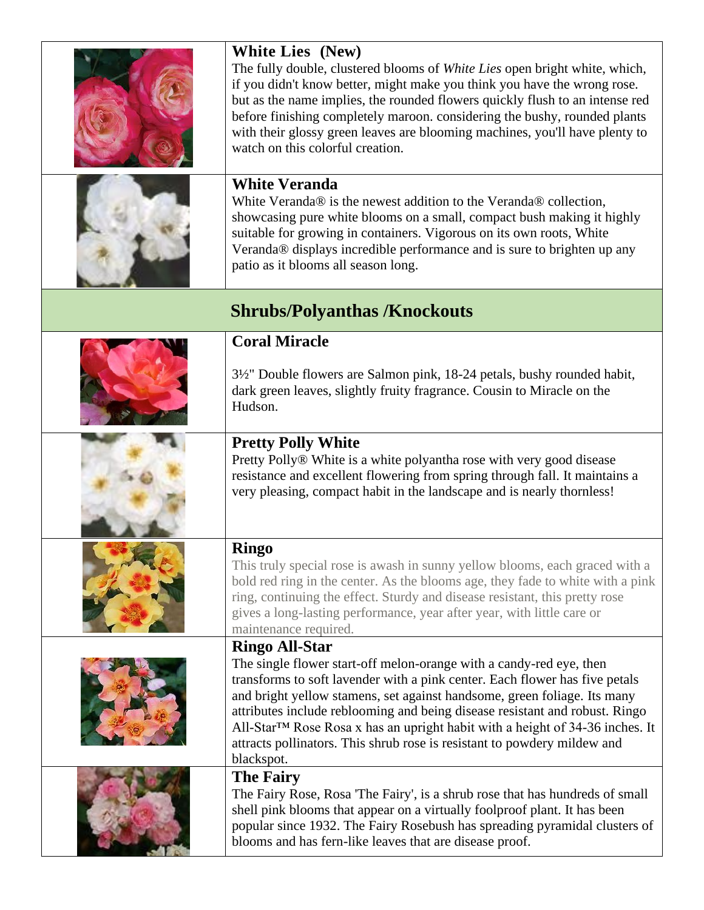### White Lies (New)

The fully double, clustered blooms of *White Lies* open bright white, which, if you didn't know better, might make you think you have the wrong rose. but as the name implies, the rounded flowers quickly flush to an intense red before finishing completely maroon. considering the bushy, rounded plants with their glossy green leaves are blooming machines, you'll have plenty to watch on this colorful creation.

### White Veranda

White Veranda® is the newest addition to the Veranda® collection, showcasing pure white blooms on a small, compact bush making it highly suitable for growing in containers. Vigorous on its own roots, White Veranda® displays incredible performance and is sure to brighten up any patio as it blooms all season long.

## Shrubs/Polyanthas /Knockouts

### Coral Miracle

3½" Double flowers are Salmon pink, 18-24 petals, bushy rounded habit, dark green leaves, slightly fruity fragrance. Cousin to Miracle on the Hudson.

### Pretty Polly White

Pretty Polly® White is a white polyantha rose with very good disease resistance and excellent flowering from spring through fall. It maintains a very pleasing, compact habit in the landscape and is nearly thornless!

### Ringo

This truly special rose is awash in sunny yellow blooms, each graced with a bold red ring in the center. As the blooms age, they fade to white with a pink ring, continuing the effect. Sturdy and disease resistant, this pretty rose gives a long-lasting performance, year after year, with little care or maintenance required.

### Ringo All-Star

The single flower start-off melon-orange with a candy-red eye, then transforms to soft lavender with a pink center. Each flower has five petals and bright yellow stamens, set against handsome, green foliage. Its many attributes include reblooming and being disease resistant and robust. Ringo All-Star™ Rose Rosa x has an upright habit with a height of 34-36 inches. It attracts pollinators. This shrub rose is resistant to powdery mildew and blackspot.

### The Fairy

The Fairy Rose, Rosa 'The Fairy', is a shrub rose that has hundreds of small shell pink blooms that appear on a virtually foolproof plant. It has been popular since 1932. The Fairy Rosebush has spreading pyramidal clusters of blooms and has fern-like leaves that are disease proof.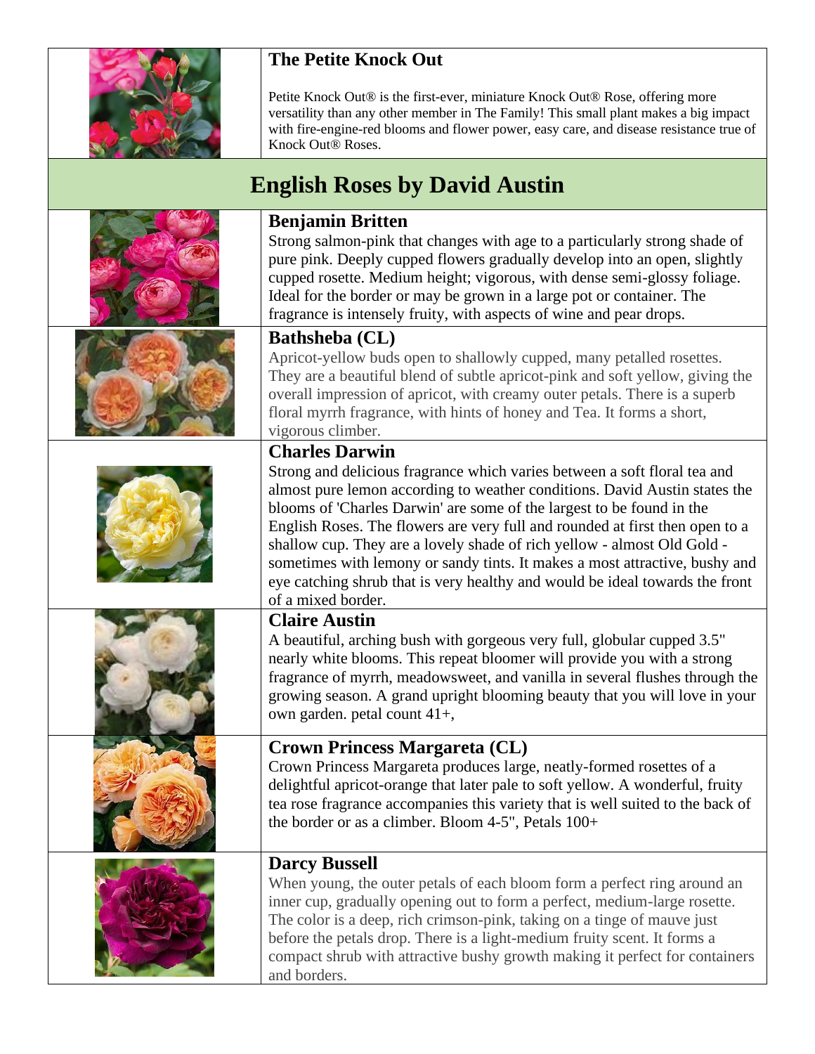### The Petite Knock Out

Petite Knock Out® is the first-ever, miniature Knock Out® Rose, offering more versatility than any other member in The Family! This small plant makes a big impact with fire-engine-red blooms and flower power, easy care, and disease resistance true of Knock Out® Roses.

## English Roses by David Austin

### Benjamin Britten

Strong salmon-pink that changes with age to a particularly strong shade of pure pink. Deeply cupped flowers gradually develop into an open, slightly cupped rosette. Medium height; vigorous, with dense semi-glossy foliage. Ideal for the border or may be grown in a large pot or container. The fragrance is intensely fruity, with aspects of wine and pear drops.

### Bathsheba (CL)

Apricot-yellow buds open to shallowly cupped, many petalled rosettes. They are a beautiful blend of subtle apricot-pink and soft yellow, giving the overall impression of apricot, with creamy outer petals. There is a superb floral myrrh fragrance, with hints of honey and Tea. It forms a short, vigorous climber.

### Charles Darwin

Strong and delicious fragrance which varies between a soft floral tea and almost pure lemon according to weather conditions. David Austin states the blooms of 'Charles Darwin' are some of the largest to be found in the English Roses. The flowers are very full and rounded at first then open to a shallow cup. They are a lovely shade of rich yellow - almost Old Gold - sometimes with lemony or sandy tints. It makes a most attractive, bushy and eye catching shrub that is very healthy and would be ideal towards the front of a mixed border.

### Claire Austin

A beautiful, arching bush with gorgeous very full, globular cupped 3.5" nearly white blooms. This repeat bloomer will provide you with a strong fragrance of myrrh, meadowsweet, and vanilla in several flushes through the growing season. A grand upright blooming beauty that you will love in your own garden. petal count 41+,

### Crown Princess Margareta (CL)

Crown Princess Margareta produces large, neatly-formed rosettes of a delightful apricot-orange that later pale to soft yellow. A wonderful, fruity tea rose fragrance accompanies this variety that is well suited to the back of the border or as a climber. Bloom 4-5", Petals 100+

### Darcy Bussell

When young, the outer petals of each bloom form a perfect ring around an inner cup, gradually opening out to form a perfect, medium-large rosette. The color is a deep, rich crimson-pink, taking on a tinge of mauve just before the petals drop. There is a light-medium fruity scent. It forms a compact shrub with attractive bushy growth making it perfect for containers and borders.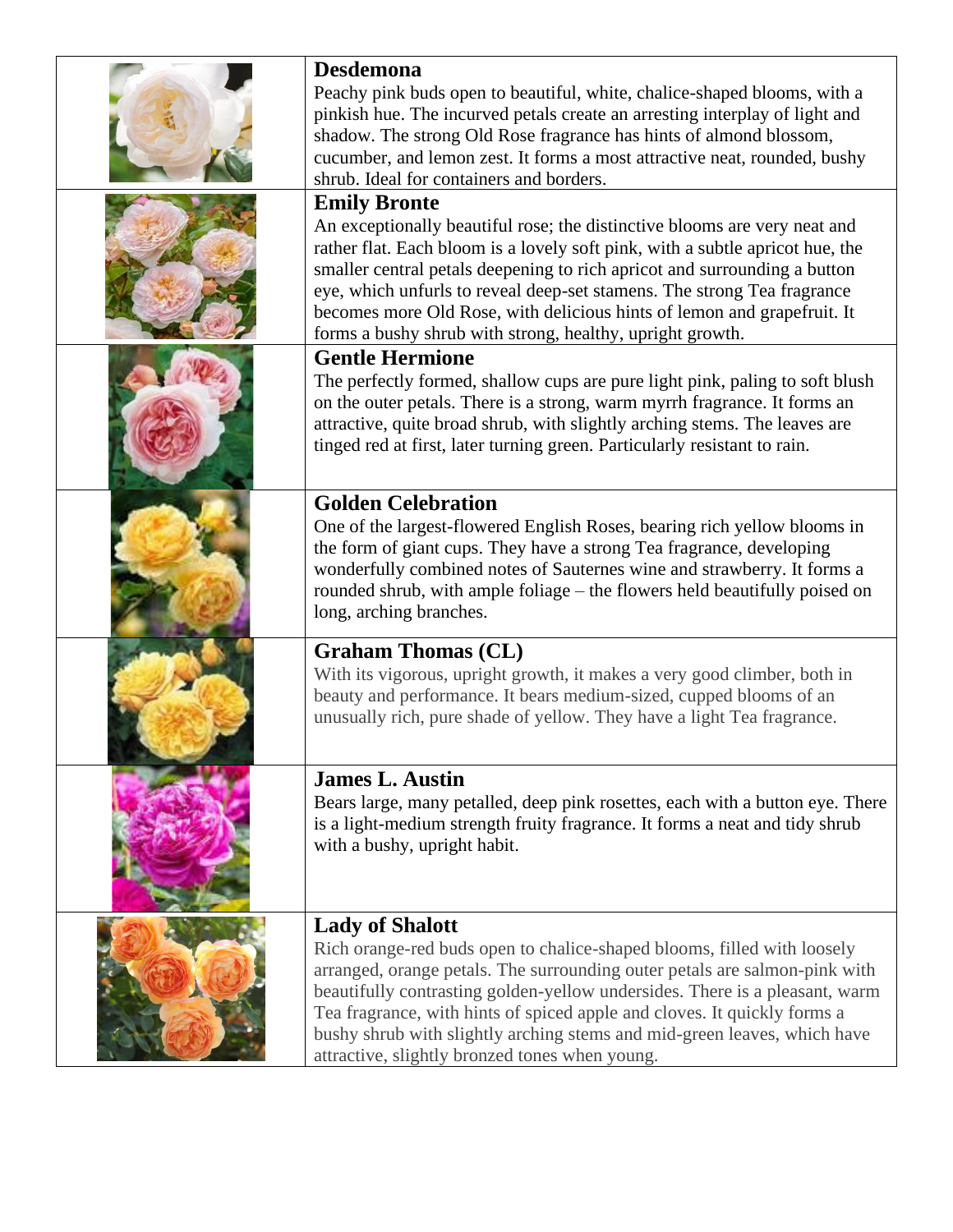| | |
|---|---|
| | **Desdemona**<br>Peachy pink buds open to beautiful, white, chalice-shaped blooms, with a pinkish hue. The incurved petals create an arresting interplay of light and shadow. The strong Old Rose fragrance has hints of almond blossom, cucumber, and lemon zest. It forms a most attractive neat, rounded, bushy shrub. Ideal for containers and borders. |
| | **Emily Bronte**<br>An exceptionally beautiful rose; the distinctive blooms are very neat and rather flat. Each bloom is a lovely soft pink, with a subtle apricot hue, the smaller central petals deepening to rich apricot and surrounding a button eye, which unfurls to reveal deep-set stamens. The strong Tea fragrance becomes more Old Rose, with delicious hints of lemon and grapefruit. It forms a bushy shrub with strong, healthy, upright growth. |
| | **Gentle Hermione**<br>The perfectly formed, shallow cups are pure light pink, paling to soft blush on the outer petals. There is a strong, warm myrrh fragrance. It forms an attractive, quite broad shrub, with slightly arching stems. The leaves are tinged red at first, later turning green. Particularly resistant to rain. |
| | **Golden Celebration**<br>One of the largest-flowered English Roses, bearing rich yellow blooms in the form of giant cups. They have a strong Tea fragrance, developing wonderfully combined notes of Sauternes wine and strawberry. It forms a rounded shrub, with ample foliage – the flowers held beautifully poised on long, arching branches. |
| | **Graham Thomas (CL)**<br>With its vigorous, upright growth, it makes a very good climber, both in beauty and performance. It bears medium-sized, cupped blooms of an unusually rich, pure shade of yellow. They have a light Tea fragrance. |
| | **James L. Austin**<br>Bears large, many petalled, deep pink rosettes, each with a button eye. There is a light-medium strength fruity fragrance. It forms a neat and tidy shrub with a bushy, upright habit. |
| | **Lady of Shalott**<br>Rich orange-red buds open to chalice-shaped blooms, filled with loosely arranged, orange petals. The surrounding outer petals are salmon-pink with beautifully contrasting golden-yellow undersides. There is a pleasant, warm Tea fragrance, with hints of spiced apple and cloves. It quickly forms a bushy shrub with slightly arching stems and mid-green leaves, which have attractive, slightly bronzed tones when young. |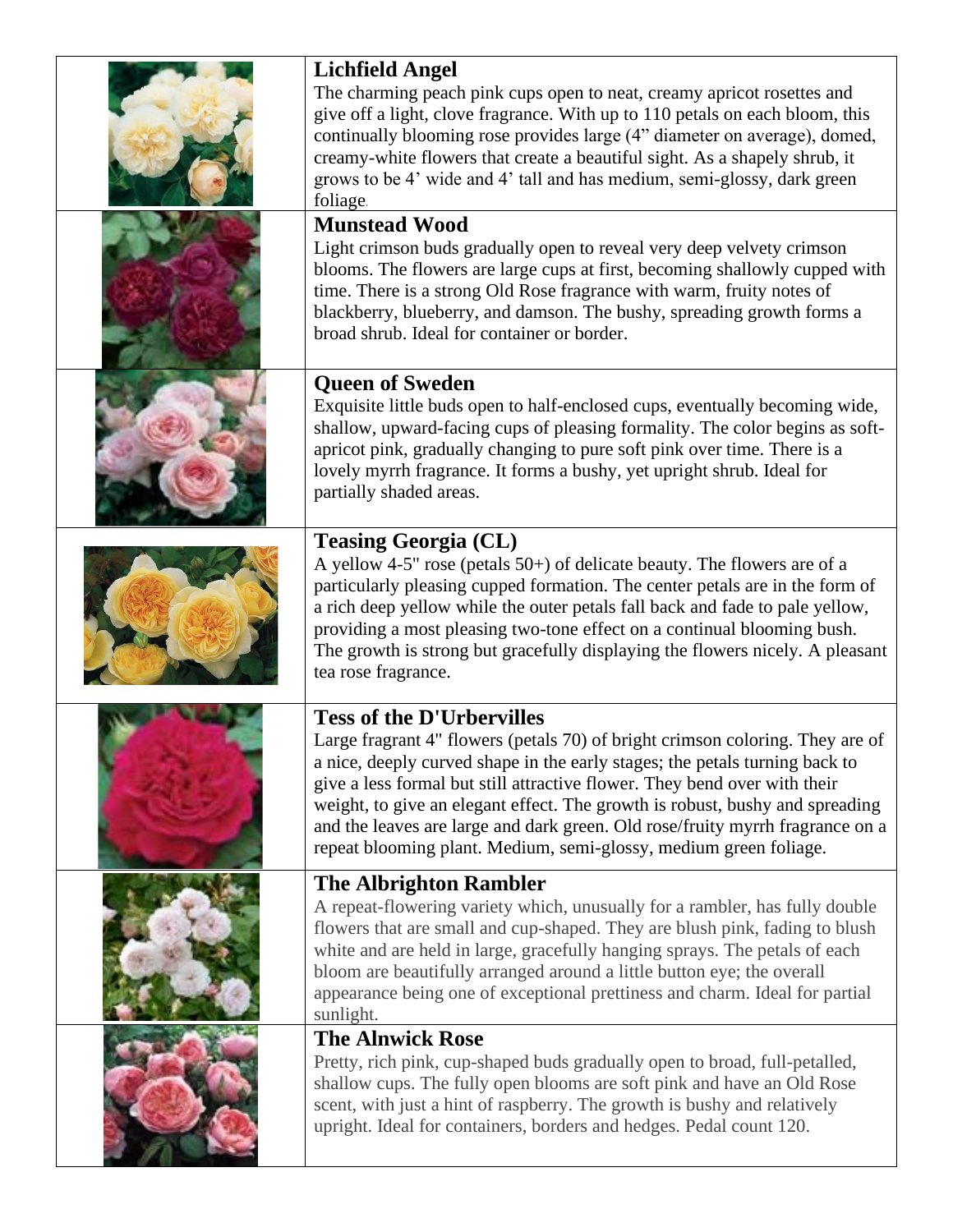| | |
|---|---|
| | **Lichfield Angel**<br>The charming peach pink cups open to neat, creamy apricot rosettes and give off a light, clove fragrance. With up to 110 petals on each bloom, this continually blooming rose provides large (4" diameter on average), domed, creamy-white flowers that create a beautiful sight. As a shapely shrub, it grows to be 4' wide and 4' tall and has medium, semi-glossy, dark green foliage. |
| | **Munstead Wood**<br>Light crimson buds gradually open to reveal very deep velvety crimson blooms. The flowers are large cups at first, becoming shallowly cupped with time. There is a strong Old Rose fragrance with warm, fruity notes of blackberry, blueberry, and damson. The bushy, spreading growth forms a broad shrub. Ideal for container or border. |
| | **Queen of Sweden**<br>Exquisite little buds open to half-enclosed cups, eventually becoming wide, shallow, upward-facing cups of pleasing formality. The color begins as soft-apricot pink, gradually changing to pure soft pink over time. There is a lovely myrrh fragrance. It forms a bushy, yet upright shrub. Ideal for partially shaded areas. |
| | **Teasing Georgia (CL)**<br>A yellow 4-5" rose (petals 50+) of delicate beauty. The flowers are of a particularly pleasing cupped formation. The center petals are in the form of a rich deep yellow while the outer petals fall back and fade to pale yellow, providing a most pleasing two-tone effect on a continual blooming bush. The growth is strong but gracefully displaying the flowers nicely. A pleasant tea rose fragrance. |
| | **Tess of the D'Urbervilles**<br>Large fragrant 4" flowers (petals 70) of bright crimson coloring. They are of a nice, deeply curved shape in the early stages; the petals turning back to give a less formal but still attractive flower. They bend over with their weight, to give an elegant effect. The growth is robust, bushy and spreading and the leaves are large and dark green. Old rose/fruity myrrh fragrance on a repeat blooming plant. Medium, semi-glossy, medium green foliage. |
| | **The Albrighton Rambler**<br>A repeat-flowering variety which, unusually for a rambler, has fully double flowers that are small and cup-shaped. They are blush pink, fading to blush white and are held in large, gracefully hanging sprays. The petals of each bloom are beautifully arranged around a little button eye; the overall appearance being one of exceptional prettiness and charm. Ideal for partial sunlight. |
| | **The Alnwick Rose**<br>Pretty, rich pink, cup-shaped buds gradually open to broad, full-petalled, shallow cups. The fully open blooms are soft pink and have an Old Rose scent, with just a hint of raspberry. The growth is bushy and relatively upright. Ideal for containers, borders and hedges. Pedal count 120. |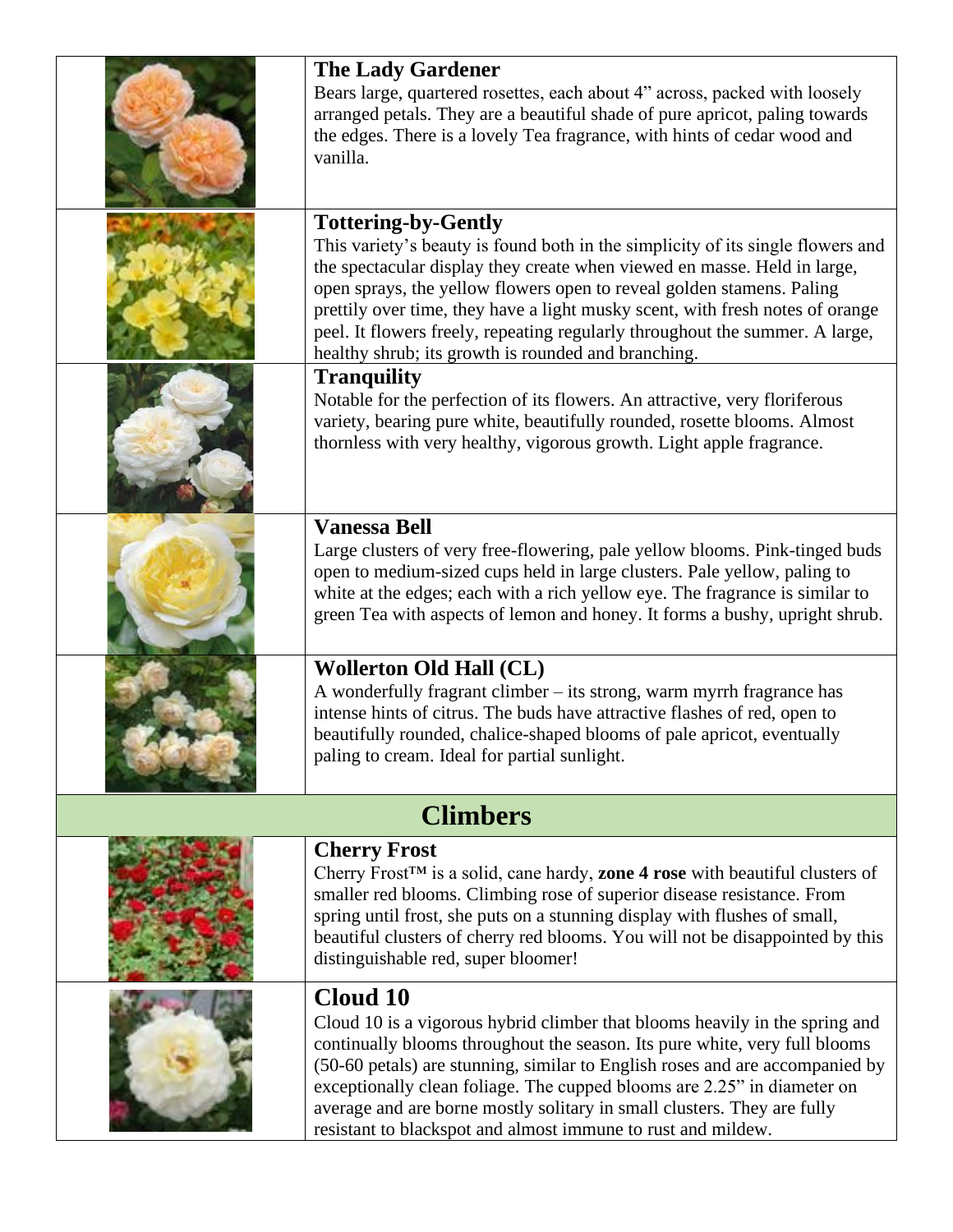| | |
|---|---|
| | **The Lady Gardener**<br>Bears large, quartered rosettes, each about 4" across, packed with loosely arranged petals. They are a beautiful shade of pure apricot, paling towards the edges. There is a lovely Tea fragrance, with hints of cedar wood and vanilla. |
| | **Tottering-by-Gently**<br>This variety's beauty is found both in the simplicity of its single flowers and the spectacular display they create when viewed en masse. Held in large, open sprays, the yellow flowers open to reveal golden stamens. Paling prettily over time, they have a light musky scent, with fresh notes of orange peel. It flowers freely, repeating regularly throughout the summer. A large, healthy shrub; its growth is rounded and branching. |
| | **Tranquility**<br>Notable for the perfection of its flowers. An attractive, very floriferous variety, bearing pure white, beautifully rounded, rosette blooms. Almost thornless with very healthy, vigorous growth. Light apple fragrance. |
| | **Vanessa Bell**<br>Large clusters of very free-flowering, pale yellow blooms. Pink-tinged buds open to medium-sized cups held in large clusters. Pale yellow, paling to white at the edges; each with a rich yellow eye. The fragrance is similar to green Tea with aspects of lemon and honey. It forms a bushy, upright shrub. |
| | **Wollerton Old Hall (CL)**<br>A wonderfully fragrant climber – its strong, warm myrrh fragrance has intense hints of citrus. The buds have attractive flashes of red, open to beautifully rounded, chalice-shaped blooms of pale apricot, eventually paling to cream. Ideal for partial sunlight. |

## Climbers

| | |
|---|---|
| | **Cherry Frost**<br>Cherry Frost™ is a solid, cane hardy, **zone 4 rose** with beautiful clusters of smaller red blooms. Climbing rose of superior disease resistance. From spring until frost, she puts on a stunning display with flushes of small, beautiful clusters of cherry red blooms. You will not be disappointed by this distinguishable red, super bloomer! |
| | **Cloud 10**<br>Cloud 10 is a vigorous hybrid climber that blooms heavily in the spring and continually blooms throughout the season. Its pure white, very full blooms (50-60 petals) are stunning, similar to English roses and are accompanied by exceptionally clean foliage. The cupped blooms are 2.25" in diameter on average and are borne mostly solitary in small clusters. They are fully resistant to blackspot and almost immune to rust and mildew. |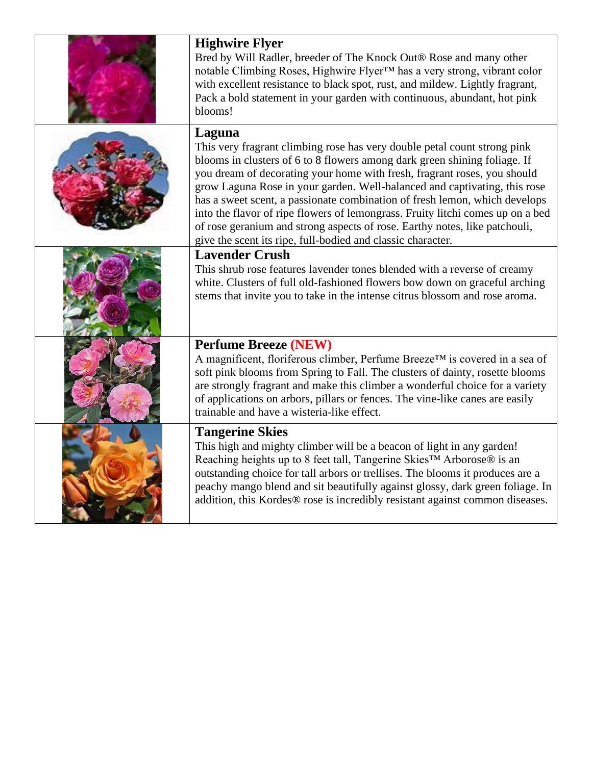| | |
|---|---|
| | **Highwire Flyer**<br>Bred by Will Radler, breeder of The Knock Out® Rose and many other notable Climbing Roses, Highwire Flyer™ has a very strong, vibrant color with excellent resistance to black spot, rust, and mildew. Lightly fragrant, Pack a bold statement in your garden with continuous, abundant, hot pink blooms! |
| | **Laguna**<br>This very fragrant climbing rose has very double petal count strong pink blooms in clusters of 6 to 8 flowers among dark green shining foliage. If you dream of decorating your home with fresh, fragrant roses, you should grow Laguna Rose in your garden. Well-balanced and captivating, this rose has a sweet scent, a passionate combination of fresh lemon, which develops into the flavor of ripe flowers of lemongrass. Fruity litchi comes up on a bed of rose geranium and strong aspects of rose. Earthy notes, like patchouli, give the scent its ripe, full-bodied and classic character. |
| | **Lavender Crush**<br>This shrub rose features lavender tones blended with a reverse of creamy white. Clusters of full old-fashioned flowers bow down on graceful arching stems that invite you to take in the intense citrus blossom and rose aroma. |
| | **Perfume Breeze (NEW)**<br>A magnificent, floriferous climber, Perfume Breeze™ is covered in a sea of soft pink blooms from Spring to Fall. The clusters of dainty, rosette blooms are strongly fragrant and make this climber a wonderful choice for a variety of applications on arbors, pillars or fences. The vine-like canes are easily trainable and have a wisteria-like effect. |
| | **Tangerine Skies**<br>This high and mighty climber will be a beacon of light in any garden! Reaching heights up to 8 feet tall, Tangerine Skies™ Arborose® is an outstanding choice for tall arbors or trellises. The blooms it produces are a peachy mango blend and sit beautifully against glossy, dark green foliage. In addition, this Kordes® rose is incredibly resistant against common diseases. |